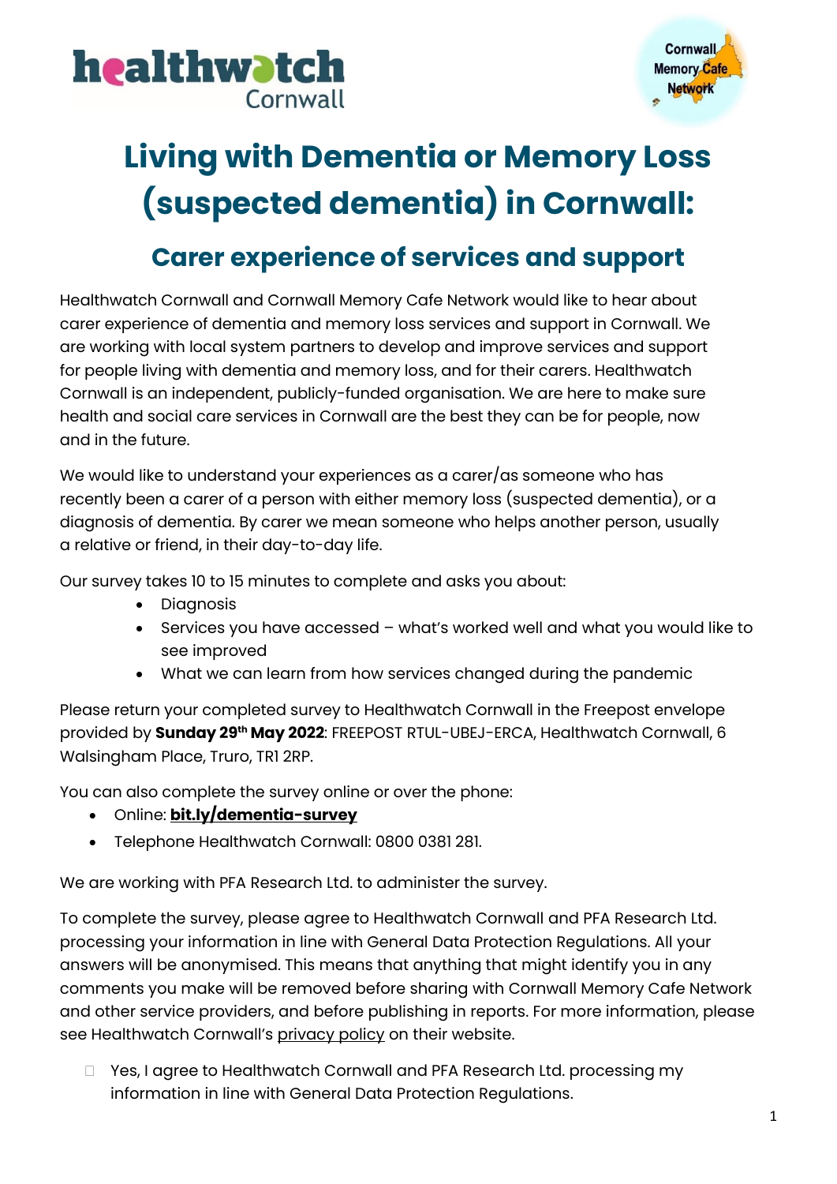healthwatch Cornwall

Cornwall Memory Cafe Network

# Living with Dementia or Memory Loss (suspected dementia) in Cornwall:

## Carer experience of services and support

Healthwatch Cornwall and Cornwall Memory Cafe Network would like to hear about carer experience of dementia and memory loss services and support in Cornwall. We are working with local system partners to develop and improve services and support for people living with dementia and memory loss, and for their carers. Healthwatch Cornwall is an independent, publicly-funded organisation. We are here to make sure health and social care services in Cornwall are the best they can be for people, now and in the future.

We would like to understand your experiences as a carer/as someone who has recently been a carer of a person with either memory loss (suspected dementia), or a diagnosis of dementia. By carer we mean someone who helps another person, usually a relative or friend, in their day-to-day life.

Our survey takes 10 to 15 minutes to complete and asks you about:

- Diagnosis
- Services you have accessed – what's worked well and what you would like to see improved
- What we can learn from how services changed during the pandemic

Please return your completed survey to Healthwatch Cornwall in the Freepost envelope provided by **Sunday 29th May 2022**: FREEPOST RTUL-UBEJ-ERCA, Healthwatch Cornwall, 6 Walsingham Place, Truro, TR1 2RP.

You can also complete the survey online or over the phone:

- Online: **bit.ly/dementia-survey**
- Telephone Healthwatch Cornwall: 0800 0381 281.

We are working with PFA Research Ltd. to administer the survey.

To complete the survey, please agree to Healthwatch Cornwall and PFA Research Ltd. processing your information in line with General Data Protection Regulations. All your answers will be anonymised. This means that anything that might identify you in any comments you make will be removed before sharing with Cornwall Memory Cafe Network and other service providers, and before publishing in reports. For more information, please see Healthwatch Cornwall's privacy policy on their website.

☐ Yes, I agree to Healthwatch Cornwall and PFA Research Ltd. processing my information in line with General Data Protection Regulations.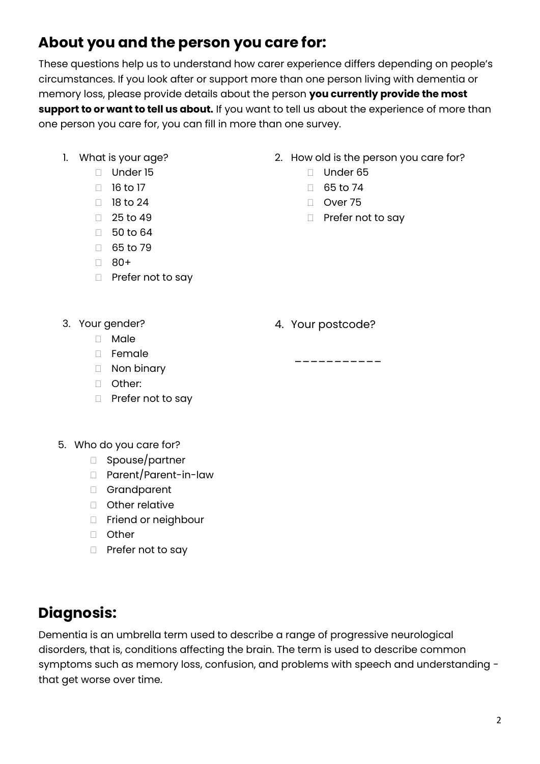## About you and the person you care for:

These questions help us to understand how carer experience differs depending on people's circumstances. If you look after or support more than one person living with dementia or memory loss, please provide details about the person **you currently provide the most support to or want to tell us about.** If you want to tell us about the experience of more than one person you care for, you can fill in more than one survey.

1. What is your age?
   - ☐ Under 15
   - ☐ 16 to 17
   - ☐ 18 to 24
   - ☐ 25 to 49
   - ☐ 50 to 64
   - ☐ 65 to 79
   - ☐ 80+
   - ☐ Prefer not to say

2. How old is the person you care for?
   - ☐ Under 65
   - ☐ 65 to 74
   - ☐ Over 75
   - ☐ Prefer not to say

3. Your gender?
   - ☐ Male
   - ☐ Female
   - ☐ Non binary
   - ☐ Other:
   - ☐ Prefer not to say

4. Your postcode?

   ___________

5. Who do you care for?
   - ☐ Spouse/partner
   - ☐ Parent/Parent-in-law
   - ☐ Grandparent
   - ☐ Other relative
   - ☐ Friend or neighbour
   - ☐ Other
   - ☐ Prefer not to say

## Diagnosis:

Dementia is an umbrella term used to describe a range of progressive neurological disorders, that is, conditions affecting the brain. The term is used to describe common symptoms such as memory loss, confusion, and problems with speech and understanding - that get worse over time.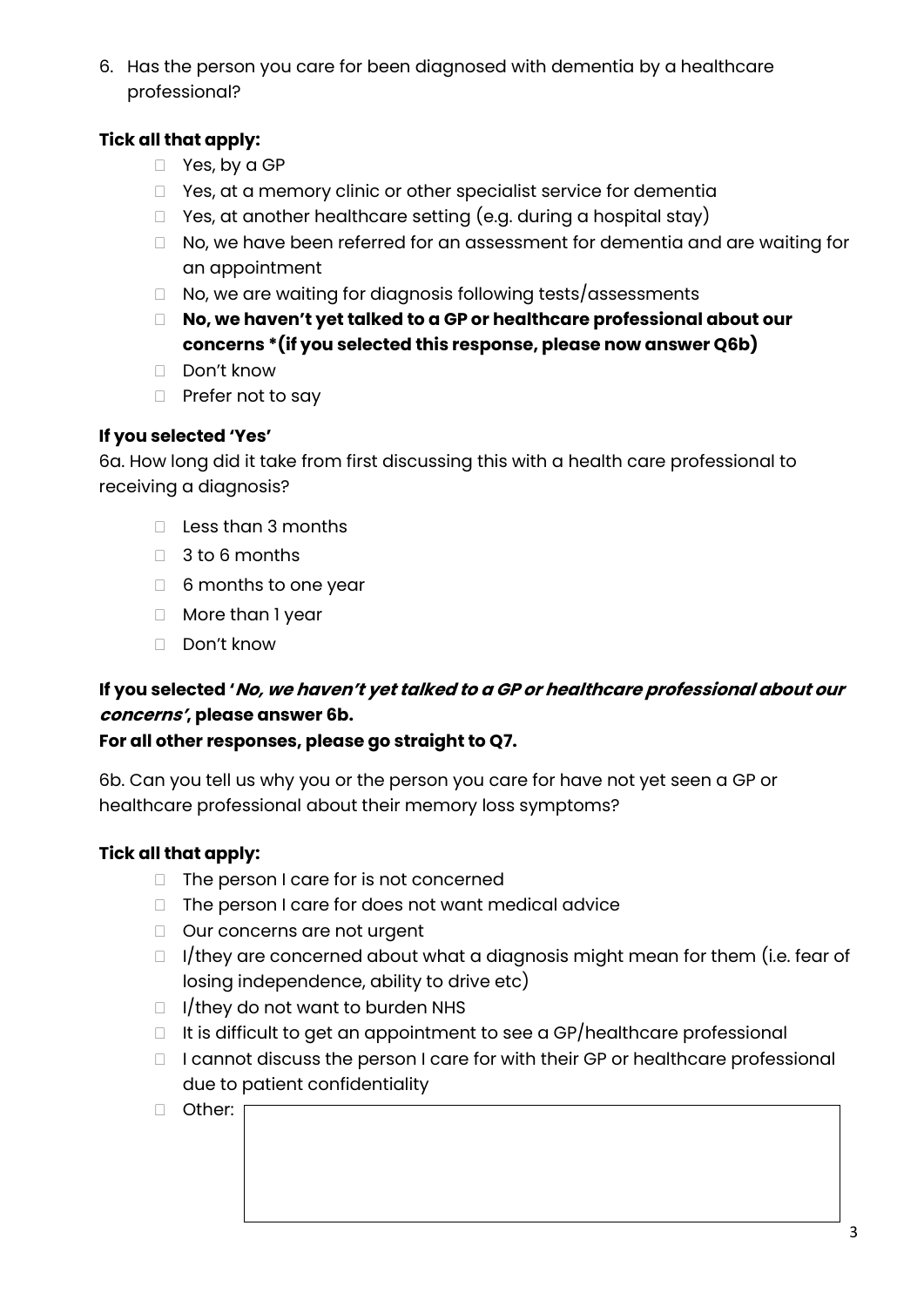6. Has the person you care for been diagnosed with dementia by a healthcare professional?

**Tick all that apply:**

- ☐ Yes, by a GP
- ☐ Yes, at a memory clinic or other specialist service for dementia
- ☐ Yes, at another healthcare setting (e.g. during a hospital stay)
- ☐ No, we have been referred for an assessment for dementia and are waiting for an appointment
- ☐ No, we are waiting for diagnosis following tests/assessments
- ☐ **No, we haven't yet talked to a GP or healthcare professional about our concerns \*(if you selected this response, please now answer Q6b)**
- ☐ Don't know
- ☐ Prefer not to say

**If you selected 'Yes'**

6a. How long did it take from first discussing this with a health care professional to receiving a diagnosis?

- ☐ Less than 3 months
- ☐ 3 to 6 months
- ☐ 6 months to one year
- ☐ More than 1 year
- ☐ Don't know

**If you selected '*No, we haven't yet talked to a GP or healthcare professional about our concerns*', please answer 6b.**
**For all other responses, please go straight to Q7.**

6b. Can you tell us why you or the person you care for have not yet seen a GP or healthcare professional about their memory loss symptoms?

**Tick all that apply:**

- ☐ The person I care for is not concerned
- ☐ The person I care for does not want medical advice
- ☐ Our concerns are not urgent
- ☐ I/they are concerned about what a diagnosis might mean for them (i.e. fear of losing independence, ability to drive etc)
- ☐ I/they do not want to burden NHS
- ☐ It is difficult to get an appointment to see a GP/healthcare professional
- ☐ I cannot discuss the person I care for with their GP or healthcare professional due to patient confidentiality
- ☐ Other: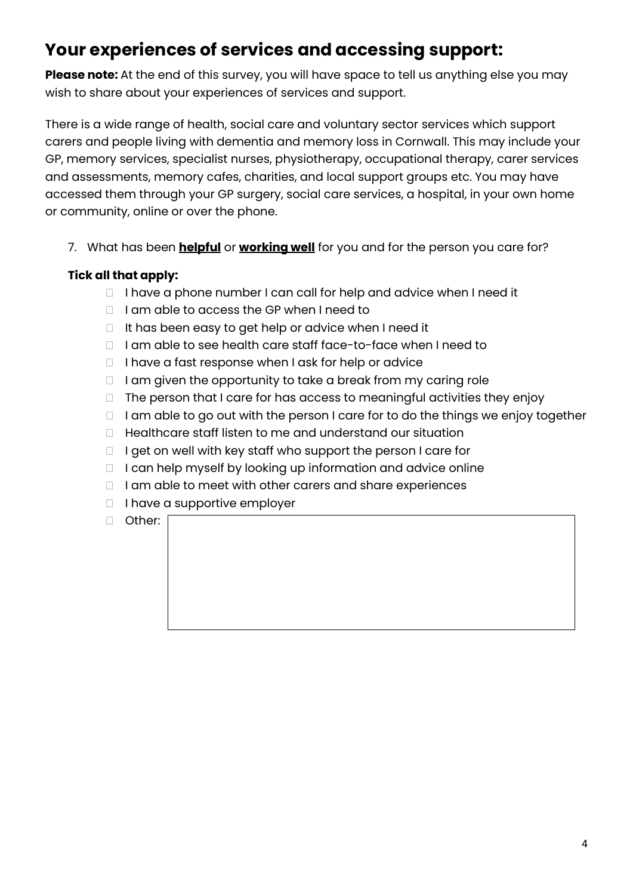## Your experiences of services and accessing support:

**Please note:** At the end of this survey, you will have space to tell us anything else you may wish to share about your experiences of services and support.

There is a wide range of health, social care and voluntary sector services which support carers and people living with dementia and memory loss in Cornwall. This may include your GP, memory services, specialist nurses, physiotherapy, occupational therapy, carer services and assessments, memory cafes, charities, and local support groups etc. You may have accessed them through your GP surgery, social care services, a hospital, in your own home or community, online or over the phone.

7. What has been **helpful** or **working well** for you and for the person you care for?

**Tick all that apply:**

- ☐ I have a phone number I can call for help and advice when I need it
- ☐ I am able to access the GP when I need to
- ☐ It has been easy to get help or advice when I need it
- ☐ I am able to see health care staff face-to-face when I need to
- ☐ I have a fast response when I ask for help or advice
- ☐ I am given the opportunity to take a break from my caring role
- ☐ The person that I care for has access to meaningful activities they enjoy
- ☐ I am able to go out with the person I care for to do the things we enjoy together
- ☐ Healthcare staff listen to me and understand our situation
- ☐ I get on well with key staff who support the person I care for
- ☐ I can help myself by looking up information and advice online
- ☐ I am able to meet with other carers and share experiences
- ☐ I have a supportive employer
- ☐ Other: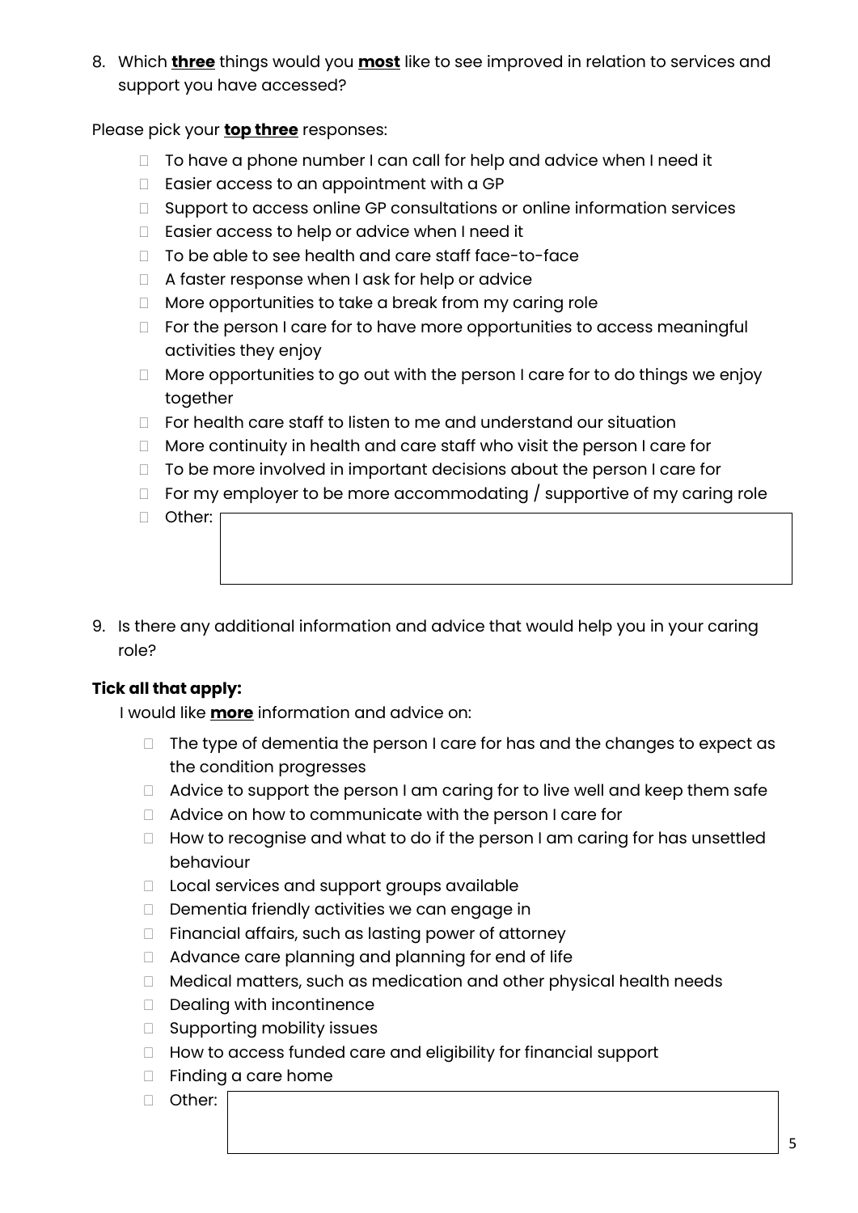8. Which **three** things would you **most** like to see improved in relation to services and support you have accessed?

Please pick your **top three** responses:

- ☐ To have a phone number I can call for help and advice when I need it
- ☐ Easier access to an appointment with a GP
- ☐ Support to access online GP consultations or online information services
- ☐ Easier access to help or advice when I need it
- ☐ To be able to see health and care staff face-to-face
- ☐ A faster response when I ask for help or advice
- ☐ More opportunities to take a break from my caring role
- ☐ For the person I care for to have more opportunities to access meaningful activities they enjoy
- ☐ More opportunities to go out with the person I care for to do things we enjoy together
- ☐ For health care staff to listen to me and understand our situation
- ☐ More continuity in health and care staff who visit the person I care for
- ☐ To be more involved in important decisions about the person I care for
- ☐ For my employer to be more accommodating / supportive of my caring role
- ☐ Other:

9. Is there any additional information and advice that would help you in your caring role?

**Tick all that apply:**

I would like **more** information and advice on:

- ☐ The type of dementia the person I care for has and the changes to expect as the condition progresses
- ☐ Advice to support the person I am caring for to live well and keep them safe
- ☐ Advice on how to communicate with the person I care for
- ☐ How to recognise and what to do if the person I am caring for has unsettled behaviour
- ☐ Local services and support groups available
- ☐ Dementia friendly activities we can engage in
- ☐ Financial affairs, such as lasting power of attorney
- ☐ Advance care planning and planning for end of life
- ☐ Medical matters, such as medication and other physical health needs
- ☐ Dealing with incontinence
- ☐ Supporting mobility issues
- ☐ How to access funded care and eligibility for financial support
- ☐ Finding a care home
- ☐ Other: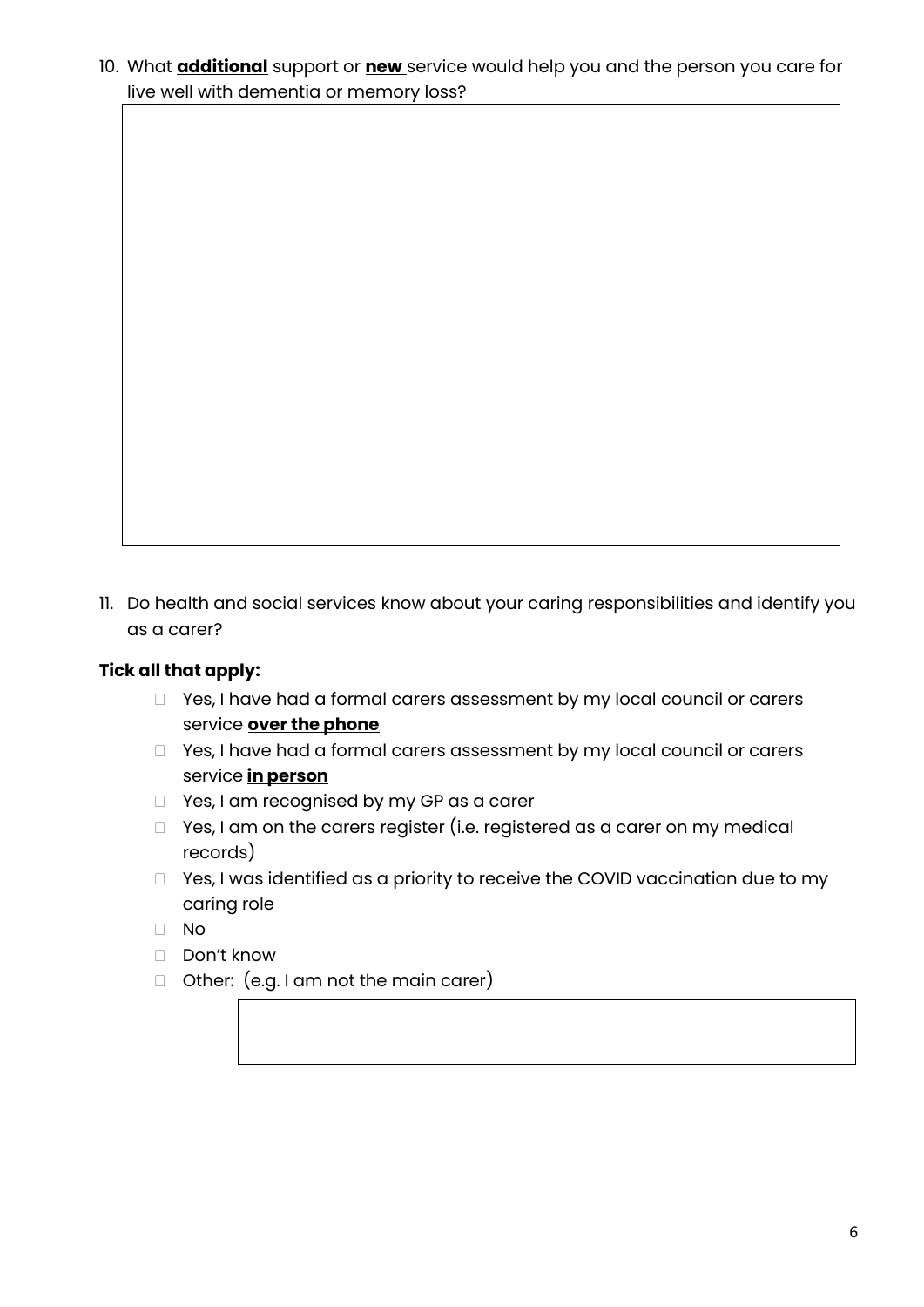10. What **additional** support or **new** service would help you and the person you care for live well with dementia or memory loss?

11. Do health and social services know about your caring responsibilities and identify you as a carer?

**Tick all that apply:**

- ☐ Yes, I have had a formal carers assessment by my local council or carers service **over the phone**
- ☐ Yes, I have had a formal carers assessment by my local council or carers service **in person**
- ☐ Yes, I am recognised by my GP as a carer
- ☐ Yes, I am on the carers register (i.e. registered as a carer on my medical records)
- ☐ Yes, I was identified as a priority to receive the COVID vaccination due to my caring role
- ☐ No
- ☐ Don't know
- ☐ Other: (e.g. I am not the main carer)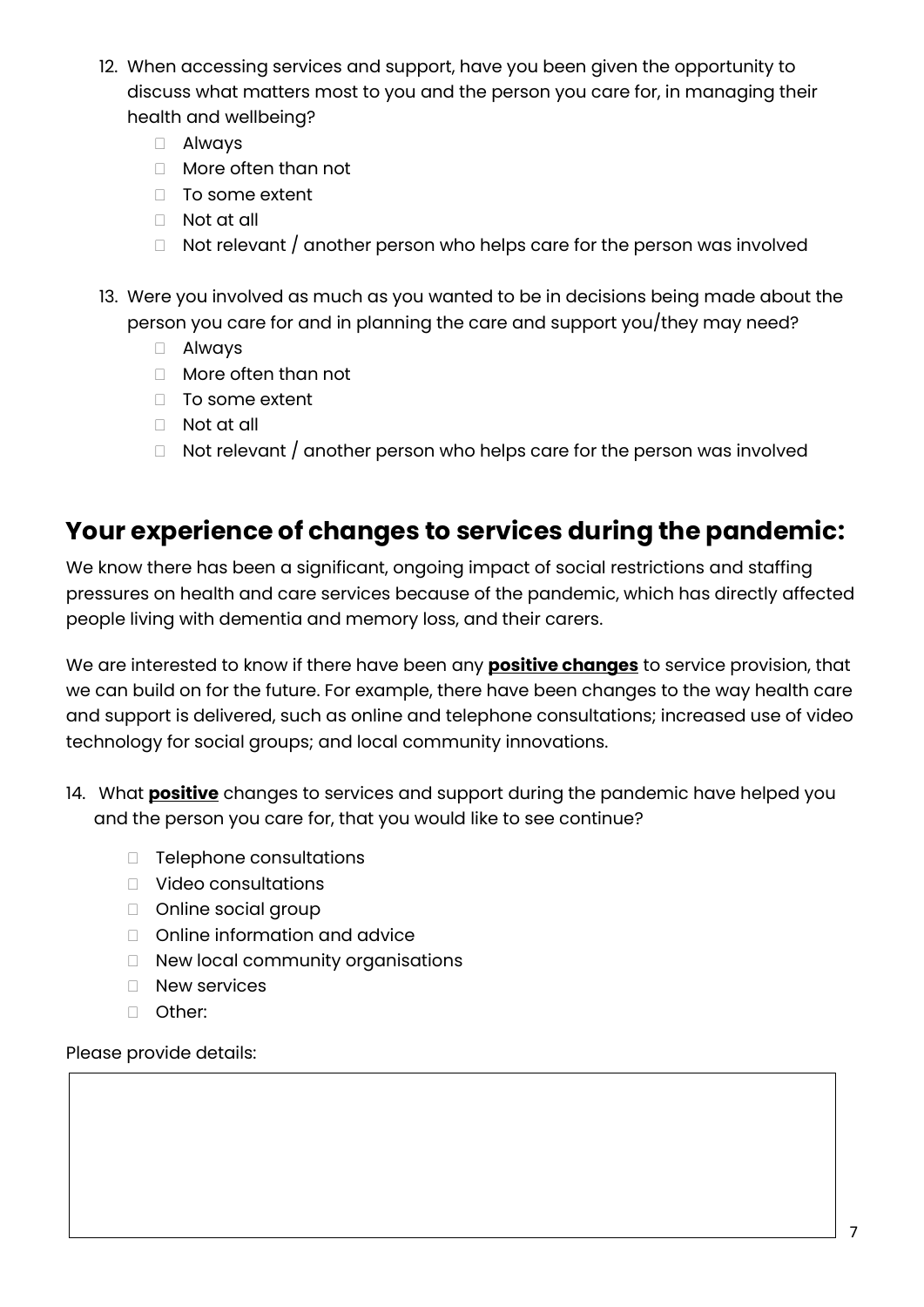12. When accessing services and support, have you been given the opportunity to discuss what matters most to you and the person you care for, in managing their health and wellbeing?
    - ☐ Always
    - ☐ More often than not
    - ☐ To some extent
    - ☐ Not at all
    - ☐ Not relevant / another person who helps care for the person was involved

13. Were you involved as much as you wanted to be in decisions being made about the person you care for and in planning the care and support you/they may need?
    - ☐ Always
    - ☐ More often than not
    - ☐ To some extent
    - ☐ Not at all
    - ☐ Not relevant / another person who helps care for the person was involved

## Your experience of changes to services during the pandemic:

We know there has been a significant, ongoing impact of social restrictions and staffing pressures on health and care services because of the pandemic, which has directly affected people living with dementia and memory loss, and their carers.

We are interested to know if there have been any **positive changes** to service provision, that we can build on for the future. For example, there have been changes to the way health care and support is delivered, such as online and telephone consultations; increased use of video technology for social groups; and local community innovations.

14. What **positive** changes to services and support during the pandemic have helped you and the person you care for, that you would like to see continue?
    - ☐ Telephone consultations
    - ☐ Video consultations
    - ☐ Online social group
    - ☐ Online information and advice
    - ☐ New local community organisations
    - ☐ New services
    - ☐ Other:

Please provide details: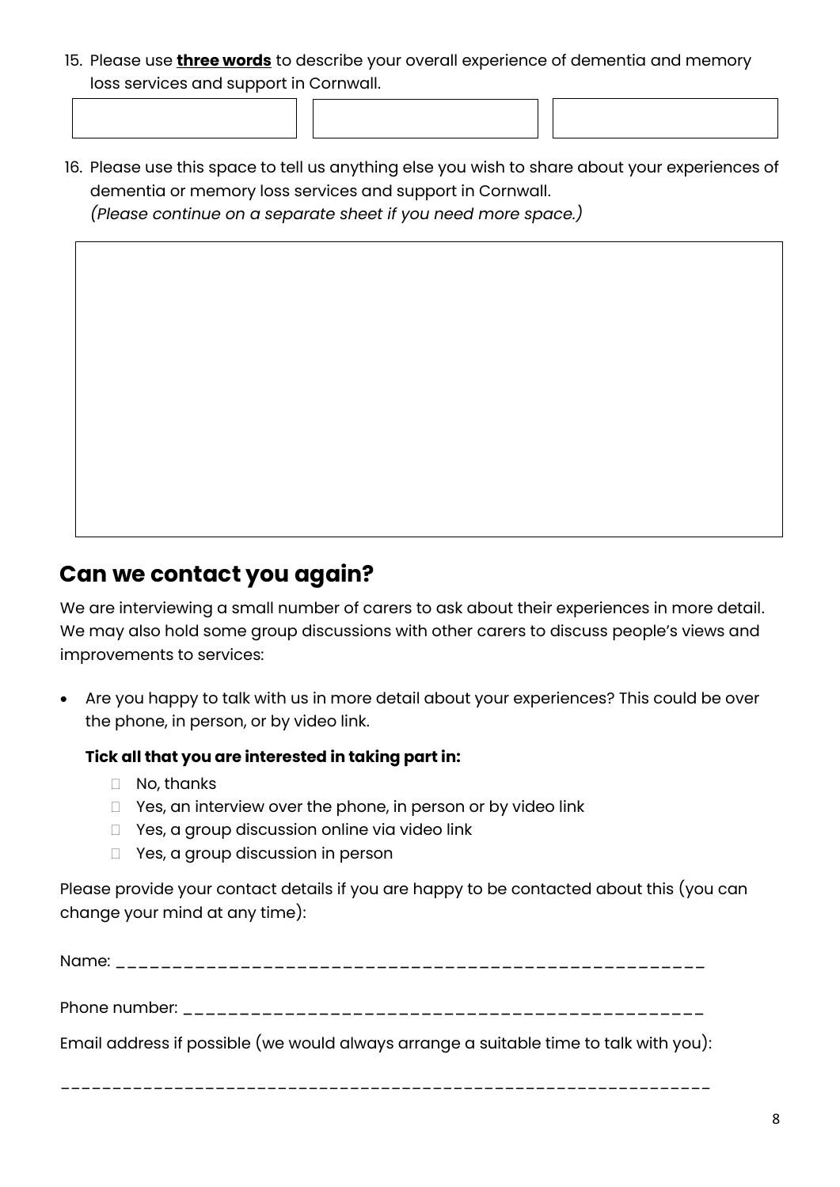15. Please use **three words** to describe your overall experience of dementia and memory loss services and support in Cornwall.

| | | |
|---|---|---|
| | | |

16. Please use this space to tell us anything else you wish to share about your experiences of dementia or memory loss services and support in Cornwall.
*(Please continue on a separate sheet if you need more space.)*

## Can we contact you again?

We are interviewing a small number of carers to ask about their experiences in more detail. We may also hold some group discussions with other carers to discuss people's views and improvements to services:

- Are you happy to talk with us in more detail about your experiences? This could be over the phone, in person, or by video link.

**Tick all that you are interested in taking part in:**

- ☐ No, thanks
- ☐ Yes, an interview over the phone, in person or by video link
- ☐ Yes, a group discussion online via video link
- ☐ Yes, a group discussion in person

Please provide your contact details if you are happy to be contacted about this (you can change your mind at any time):

Name: _______________________________________________________

Phone number: ________________________________________________

Email address if possible (we would always arrange a suitable time to talk with you):

______________________________________________________________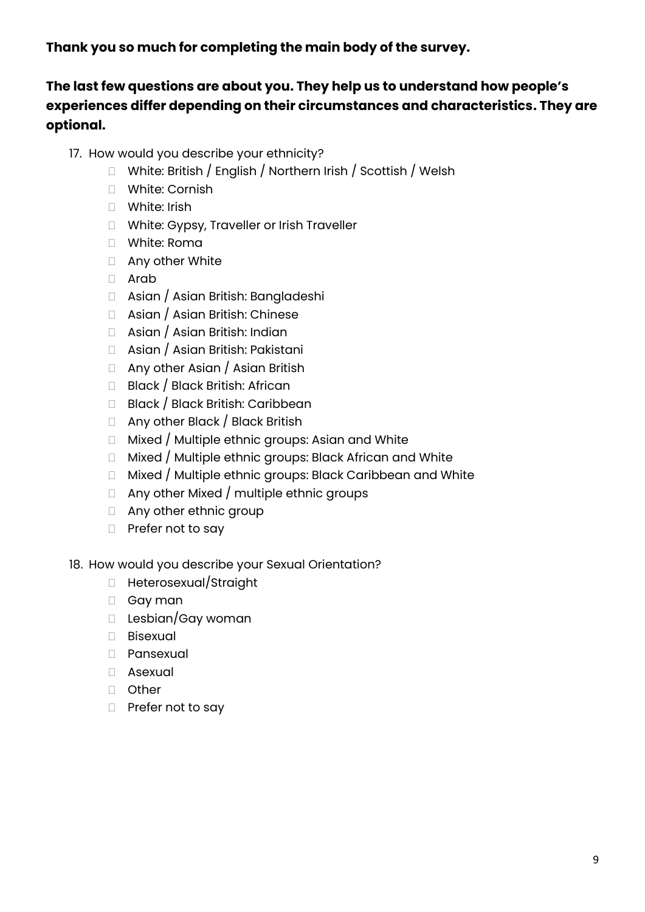**Thank you so much for completing the main body of the survey.**

**The last few questions are about you. They help us to understand how people's experiences differ depending on their circumstances and characteristics. They are optional.**

17. How would you describe your ethnicity?
    - White: British / English / Northern Irish / Scottish / Welsh
    - White: Cornish
    - White: Irish
    - White: Gypsy, Traveller or Irish Traveller
    - White: Roma
    - Any other White
    - Arab
    - Asian / Asian British: Bangladeshi
    - Asian / Asian British: Chinese
    - Asian / Asian British: Indian
    - Asian / Asian British: Pakistani
    - Any other Asian / Asian British
    - Black / Black British: African
    - Black / Black British: Caribbean
    - Any other Black / Black British
    - Mixed / Multiple ethnic groups: Asian and White
    - Mixed / Multiple ethnic groups: Black African and White
    - Mixed / Multiple ethnic groups: Black Caribbean and White
    - Any other Mixed / multiple ethnic groups
    - Any other ethnic group
    - Prefer not to say

18. How would you describe your Sexual Orientation?
    - Heterosexual/Straight
    - Gay man
    - Lesbian/Gay woman
    - Bisexual
    - Pansexual
    - Asexual
    - Other
    - Prefer not to say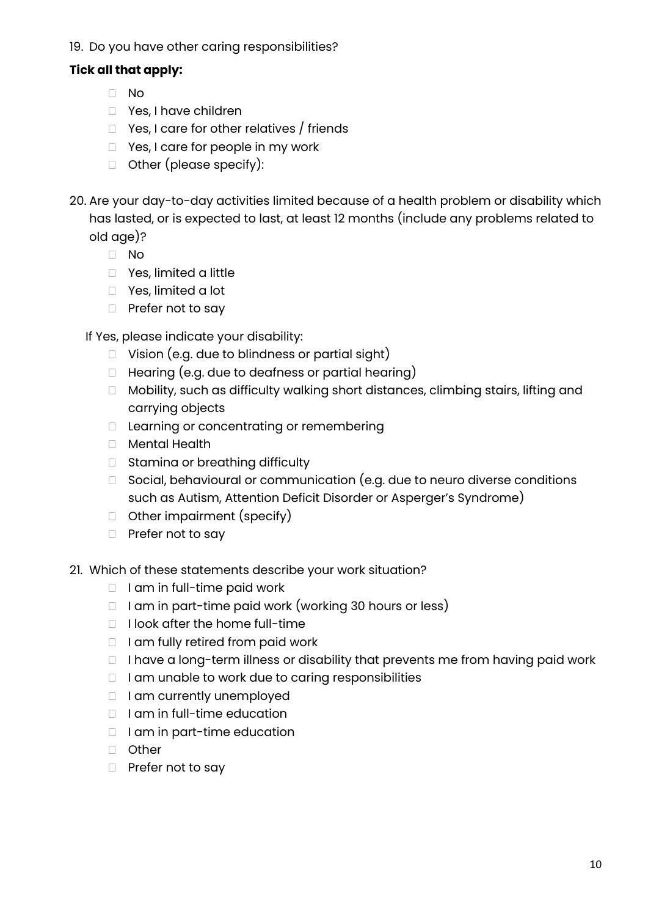19. Do you have other caring responsibilities?

**Tick all that apply:**

- No
- Yes, I have children
- Yes, I care for other relatives / friends
- Yes, I care for people in my work
- Other (please specify):

20. Are your day-to-day activities limited because of a health problem or disability which has lasted, or is expected to last, at least 12 months (include any problems related to old age)?
    - No
    - Yes, limited a little
    - Yes, limited a lot
    - Prefer not to say

    If Yes, please indicate your disability:
    - Vision (e.g. due to blindness or partial sight)
    - Hearing (e.g. due to deafness or partial hearing)
    - Mobility, such as difficulty walking short distances, climbing stairs, lifting and carrying objects
    - Learning or concentrating or remembering
    - Mental Health
    - Stamina or breathing difficulty
    - Social, behavioural or communication (e.g. due to neuro diverse conditions such as Autism, Attention Deficit Disorder or Asperger's Syndrome)
    - Other impairment (specify)
    - Prefer not to say

21. Which of these statements describe your work situation?
    - I am in full-time paid work
    - I am in part-time paid work (working 30 hours or less)
    - I look after the home full-time
    - I am fully retired from paid work
    - I have a long-term illness or disability that prevents me from having paid work
    - I am unable to work due to caring responsibilities
    - I am currently unemployed
    - I am in full-time education
    - I am in part-time education
    - Other
    - Prefer not to say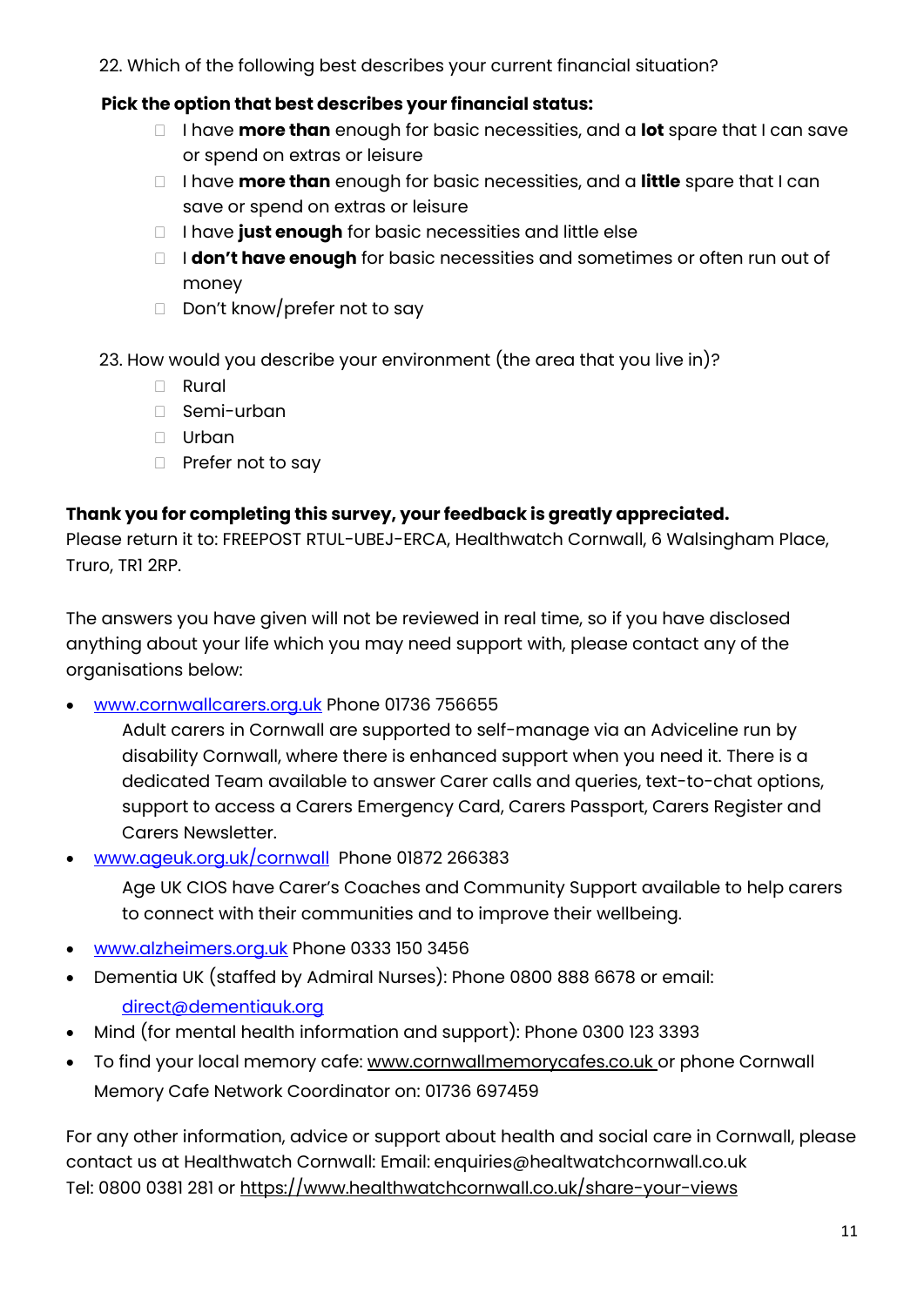22. Which of the following best describes your current financial situation?

**Pick the option that best describes your financial status:**

- ☐ I have **more than** enough for basic necessities, and a **lot** spare that I can save or spend on extras or leisure
- ☐ I have **more than** enough for basic necessities, and a **little** spare that I can save or spend on extras or leisure
- ☐ I have **just enough** for basic necessities and little else
- ☐ I **don't have enough** for basic necessities and sometimes or often run out of money
- ☐ Don't know/prefer not to say

23. How would you describe your environment (the area that you live in)?

- ☐ Rural
- ☐ Semi-urban
- ☐ Urban
- ☐ Prefer not to say

**Thank you for completing this survey, your feedback is greatly appreciated.**
Please return it to: FREEPOST RTUL-UBEJ-ERCA, Healthwatch Cornwall, 6 Walsingham Place, Truro, TR1 2RP.

The answers you have given will not be reviewed in real time, so if you have disclosed anything about your life which you may need support with, please contact any of the organisations below:

- www.cornwallcarers.org.uk Phone 01736 756655
  Adult carers in Cornwall are supported to self-manage via an Adviceline run by disability Cornwall, where there is enhanced support when you need it. There is a dedicated Team available to answer Carer calls and queries, text-to-chat options, support to access a Carers Emergency Card, Carers Passport, Carers Register and Carers Newsletter.
- www.ageuk.org.uk/cornwall Phone 01872 266383
  Age UK CIOS have Carer's Coaches and Community Support available to help carers to connect with their communities and to improve their wellbeing.
- www.alzheimers.org.uk Phone 0333 150 3456
- Dementia UK (staffed by Admiral Nurses): Phone 0800 888 6678 or email: direct@dementiauk.org
- Mind (for mental health information and support): Phone 0300 123 3393
- To find your local memory cafe: www.cornwallmemorycafes.co.uk or phone Cornwall Memory Cafe Network Coordinator on: 01736 697459

For any other information, advice or support about health and social care in Cornwall, please contact us at Healthwatch Cornwall: Email: enquiries@healtwatchcornwall.co.uk
Tel: 0800 0381 281 or https://www.healthwatchcornwall.co.uk/share-your-views